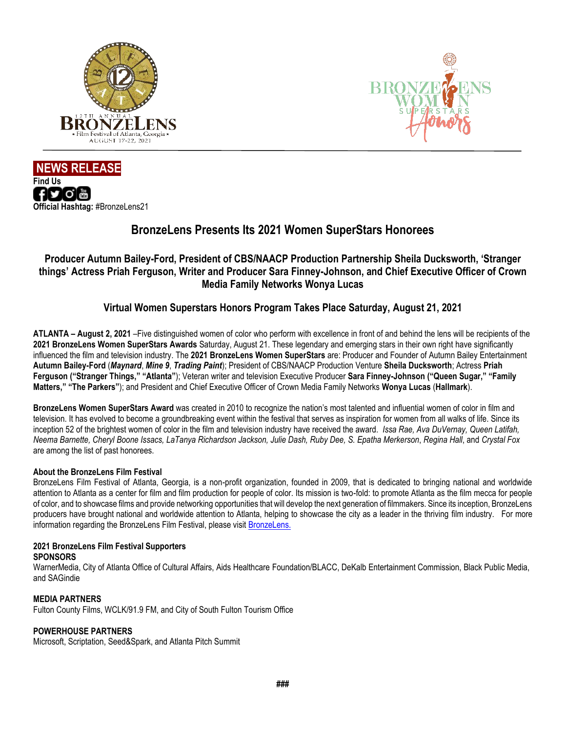**NEWS RELEASE**

**Find Us**

**Official Hashtag:** #BronzeLens21

# BronzeLens Presents Its 2021 Women SuperStars Honorees

## Producer Autumn Bailey-Ford, President of CBS/NAACP Production Partnership Sheila Ducksworth, 'Stranger things' Actress Priah Ferguson, Writer and Producer Sara Finney-Johnson, and Chief Executive Officer of Crown Media Family Networks Wonya Lucas

## Virtual Women Superstars Honors Program Takes Place Saturday, August 21, 2021

**ATLANTA – August 2, 2021** –Five distinguished women of color who perform with excellence in front of and behind the lens will be recipients of the **2021 BronzeLens Women SuperStars Awards** Saturday, August 21. These legendary and emerging stars in their own right have significantly influenced the film and television industry. The **2021 BronzeLens Women SuperStars** are: Producer and Founder of Autumn Bailey Entertainment **Autumn Bailey-Ford** (***Maynard***, ***Mine 9***, ***Trading Paint***); President of CBS/NAACP Production Venture **Sheila Ducksworth**; Actress **Priah Ferguson ("Stranger Things," "Atlanta"**); Veteran writer and television Executive Producer **Sara Finney-Johnson ("Queen Sugar," "Family Matters," "The Parkers"**); and President and Chief Executive Officer of Crown Media Family Networks **Wonya Lucas** (**Hallmark**).

**BronzeLens Women SuperStars Award** was created in 2010 to recognize the nation's most talented and influential women of color in film and television. It has evolved to become a groundbreaking event within the festival that serves as inspiration for women from all walks of life. Since its inception 52 of the brightest women of color in the film and television industry have received the award. *Issa Rae, Ava DuVernay, Queen Latifah, Neema Barnette, Cheryl Boone Issacs, LaTanya Richardson Jackson, Julie Dash, Ruby Dee, S. Epatha Merkerson*, *Regina Hall*, and *Crystal Fox* are among the list of past honorees.

**About the BronzeLens Film Festival**

BronzeLens Film Festival of Atlanta, Georgia, is a non-profit organization, founded in 2009, that is dedicated to bringing national and worldwide attention to Atlanta as a center for film and film production for people of color. Its mission is two-fold: to promote Atlanta as the film mecca for people of color, and to showcase films and provide networking opportunities that will develop the next generation of filmmakers. Since its inception, BronzeLens producers have brought national and worldwide attention to Atlanta, helping to showcase the city as a leader in the thriving film industry. For more information regarding the BronzeLens Film Festival, please visit BronzeLens.

**2021 BronzeLens Film Festival Supporters**

**SPONSORS**

WarnerMedia, City of Atlanta Office of Cultural Affairs, Aids Healthcare Foundation/BLACC, DeKalb Entertainment Commission, Black Public Media, and SAGindie

**MEDIA PARTNERS**

Fulton County Films, WCLK/91.9 FM, and City of South Fulton Tourism Office

**POWERHOUSE PARTNERS**

Microsoft, Scriptation, Seed&Spark, and Atlanta Pitch Summit

###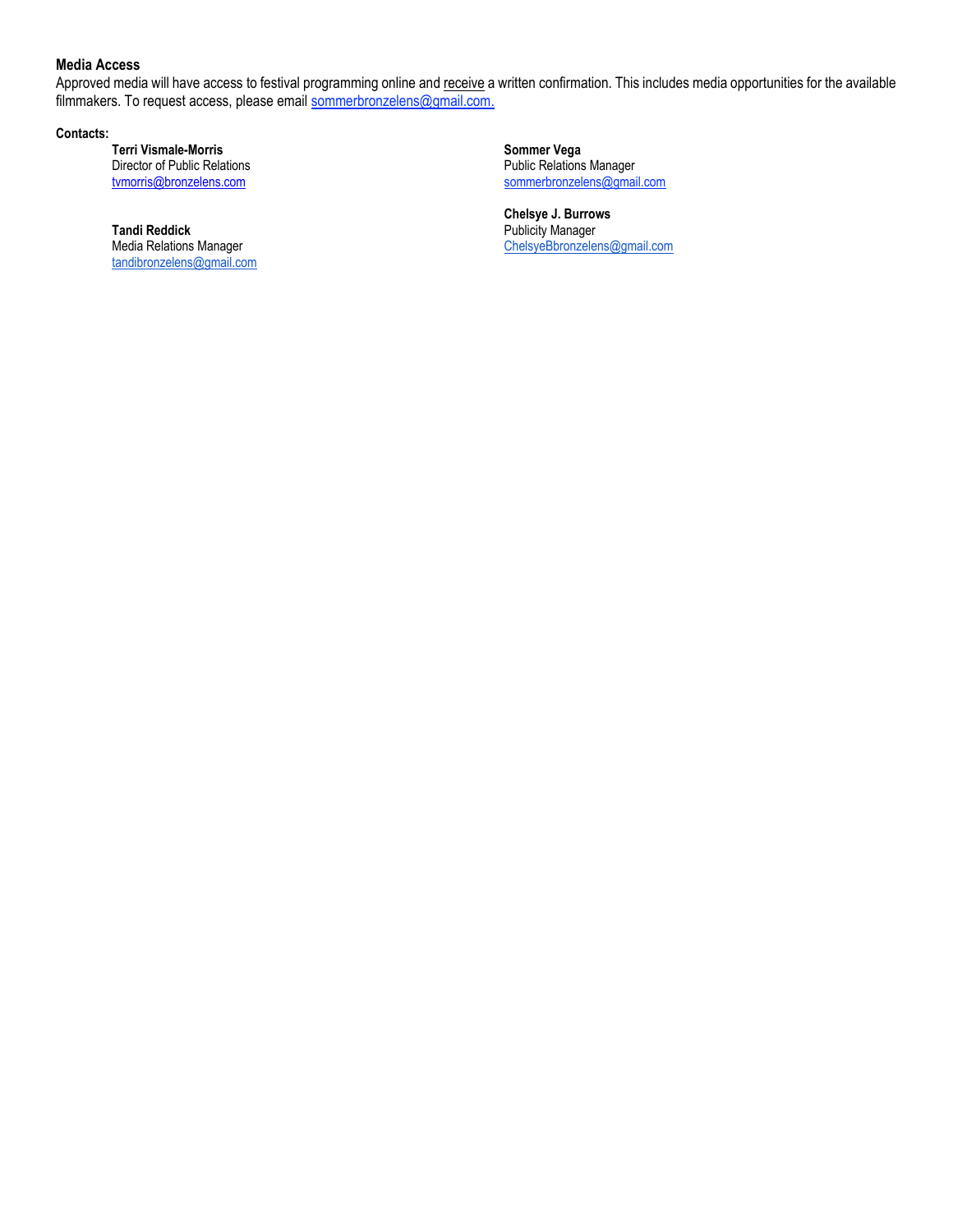**Media Access**

Approved media will have access to festival programming online and receive a written confirmation. This includes media opportunities for the available filmmakers. To request access, please email sommerbronzelens@gmail.com.

**Contacts:**

**Terri Vismale-Morris**
Director of Public Relations
tvmorris@bronzelens.com

**Tandi Reddick**
Media Relations Manager
tandibronzelens@gmail.com

**Sommer Vega**
Public Relations Manager
sommerbronzelens@gmail.com

**Chelsye J. Burrows**
Publicity Manager
ChelsyeBbronzelens@gmail.com